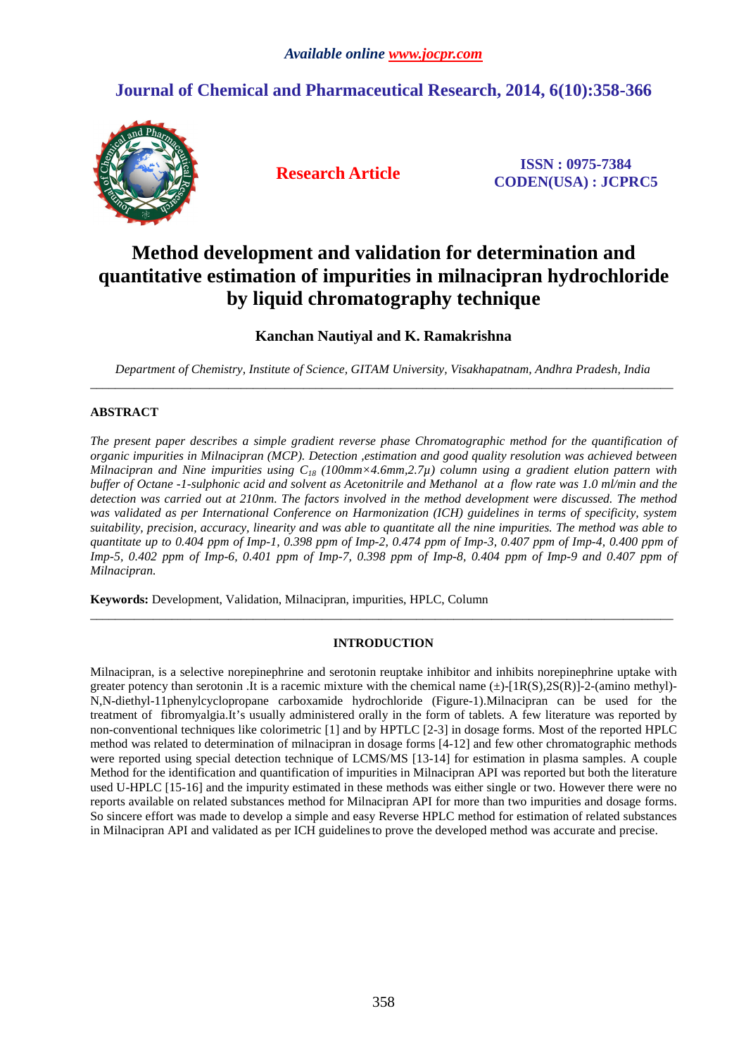*Available online www.jocpr.com*

## Journal of Chemical and Pharmaceutical Research, 2014, 6(10):358-366

**Research Article**

**ISSN : 0975-7384**
**CODEN(USA) : JCPRC5**

# Method development and validation for determination and quantitative estimation of impurities in milnacipran hydrochloride by liquid chromatography technique

**Kanchan Nautiyal and K. Ramakrishna**

*Department of Chemistry, Institute of Science, GITAM University, Visakhapatnam, Andhra Pradesh, India*

---

## ABSTRACT

*The present paper describes a simple gradient reverse phase Chromatographic method for the quantification of organic impurities in Milnacipran (MCP). Detection ,estimation and good quality resolution was achieved between Milnacipran and Nine impurities using $C_{18}$ (100mm×4.6mm,2.7μ) column using a gradient elution pattern with buffer of Octane -1-sulphonic acid and solvent as Acetonitrile and Methanol at a flow rate was 1.0 ml/min and the detection was carried out at 210nm. The factors involved in the method development were discussed. The method was validated as per International Conference on Harmonization (ICH) guidelines in terms of specificity, system suitability, precision, accuracy, linearity and was able to quantitate all the nine impurities. The method was able to quantitate up to 0.404 ppm of Imp-1, 0.398 ppm of Imp-2, 0.474 ppm of Imp-3, 0.407 ppm of Imp-4, 0.400 ppm of Imp-5, 0.402 ppm of Imp-6, 0.401 ppm of Imp-7, 0.398 ppm of Imp-8, 0.404 ppm of Imp-9 and 0.407 ppm of Milnacipran.*

**Keywords:** Development, Validation, Milnacipran, impurities, HPLC, Column

---

## INTRODUCTION

Milnacipran, is a selective norepinephrine and serotonin reuptake inhibitor and inhibits norepinephrine uptake with greater potency than serotonin .It is a racemic mixture with the chemical name (±)-[1R(S),2S(R)]-2-(amino methyl)-N,N-diethyl-11phenylcyclopropane carboxamide hydrochloride (Figure-1).Milnacipran can be used for the treatment of fibromyalgia.It's usually administered orally in the form of tablets. A few literature was reported by non-conventional techniques like colorimetric [1] and by HPTLC [2-3] in dosage forms. Most of the reported HPLC method was related to determination of milnacipran in dosage forms [4-12] and few other chromatographic methods were reported using special detection technique of LCMS/MS [13-14] for estimation in plasma samples. A couple Method for the identification and quantification of impurities in Milnacipran API was reported but both the literature used U-HPLC [15-16] and the impurity estimated in these methods was either single or two. However there were no reports available on related substances method for Milnacipran API for more than two impurities and dosage forms. So sincere effort was made to develop a simple and easy Reverse HPLC method for estimation of related substances in Milnacipran API and validated as per ICH guidelines to prove the developed method was accurate and precise.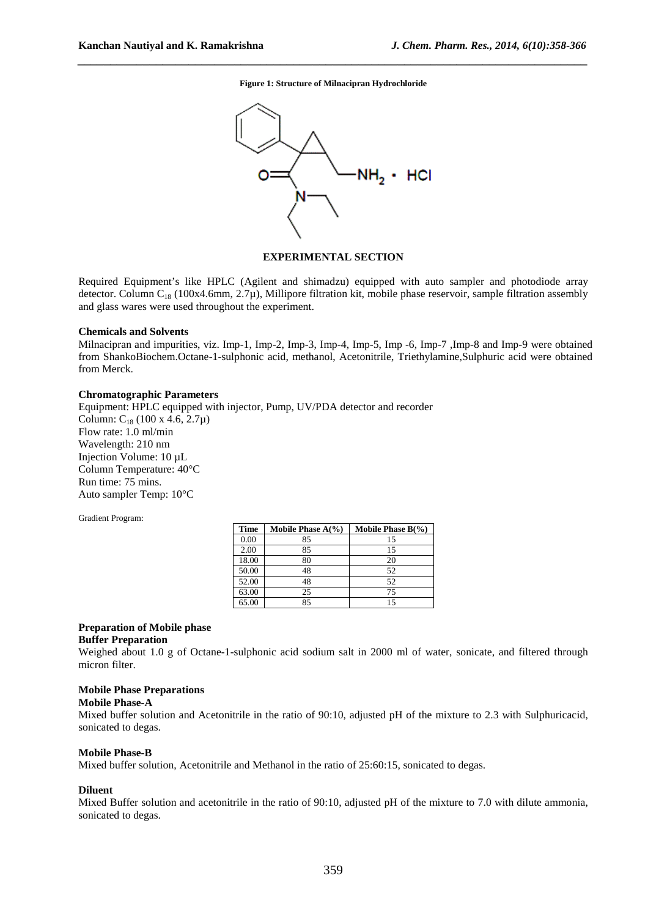**Figure 1: Structure of Milnacipran Hydrochloride**

## EXPERIMENTAL SECTION

Required Equipment's like HPLC (Agilent and shimadzu) equipped with auto sampler and photodiode array detector. Column $C_{18}$ (100x4.6mm, 2.7µ), Millipore filtration kit, mobile phase reservoir, sample filtration assembly and glass wares were used throughout the experiment.

### Chemicals and Solvents

Milnacipran and impurities, viz. Imp-1, Imp-2, Imp-3, Imp-4, Imp-5, Imp -6, Imp-7 ,Imp-8 and Imp-9 were obtained from ShankoBiochem.Octane-1-sulphonic acid, methanol, Acetonitrile, Triethylamine,Sulphuric acid were obtained from Merck.

### Chromatographic Parameters

Equipment: HPLC equipped with injector, Pump, UV/PDA detector and recorder
Column: $C_{18}$ (100 x 4.6, 2.7µ)
Flow rate: 1.0 ml/min
Wavelength: 210 nm
Injection Volume: 10 µL
Column Temperature: 40°C
Run time: 75 mins.
Auto sampler Temp: 10°C

Gradient Program:

| Time | Mobile Phase A(%) | Mobile Phase B(%) |
|---|---|---|
| 0.00 | 85 | 15 |
| 2.00 | 85 | 15 |
| 18.00 | 80 | 20 |
| 50.00 | 48 | 52 |
| 52.00 | 48 | 52 |
| 63.00 | 25 | 75 |
| 65.00 | 85 | 15 |

### Preparation of Mobile phase

#### Buffer Preparation

Weighed about 1.0 g of Octane-1-sulphonic acid sodium salt in 2000 ml of water, sonicate, and filtered through micron filter.

### Mobile Phase Preparations

#### Mobile Phase-A

Mixed buffer solution and Acetonitrile in the ratio of 90:10, adjusted pH of the mixture to 2.3 with Sulphuricacid, sonicated to degas.

#### Mobile Phase-B

Mixed buffer solution, Acetonitrile and Methanol in the ratio of 25:60:15, sonicated to degas.

#### Diluent

Mixed Buffer solution and acetonitrile in the ratio of 90:10, adjusted pH of the mixture to 7.0 with dilute ammonia, sonicated to degas.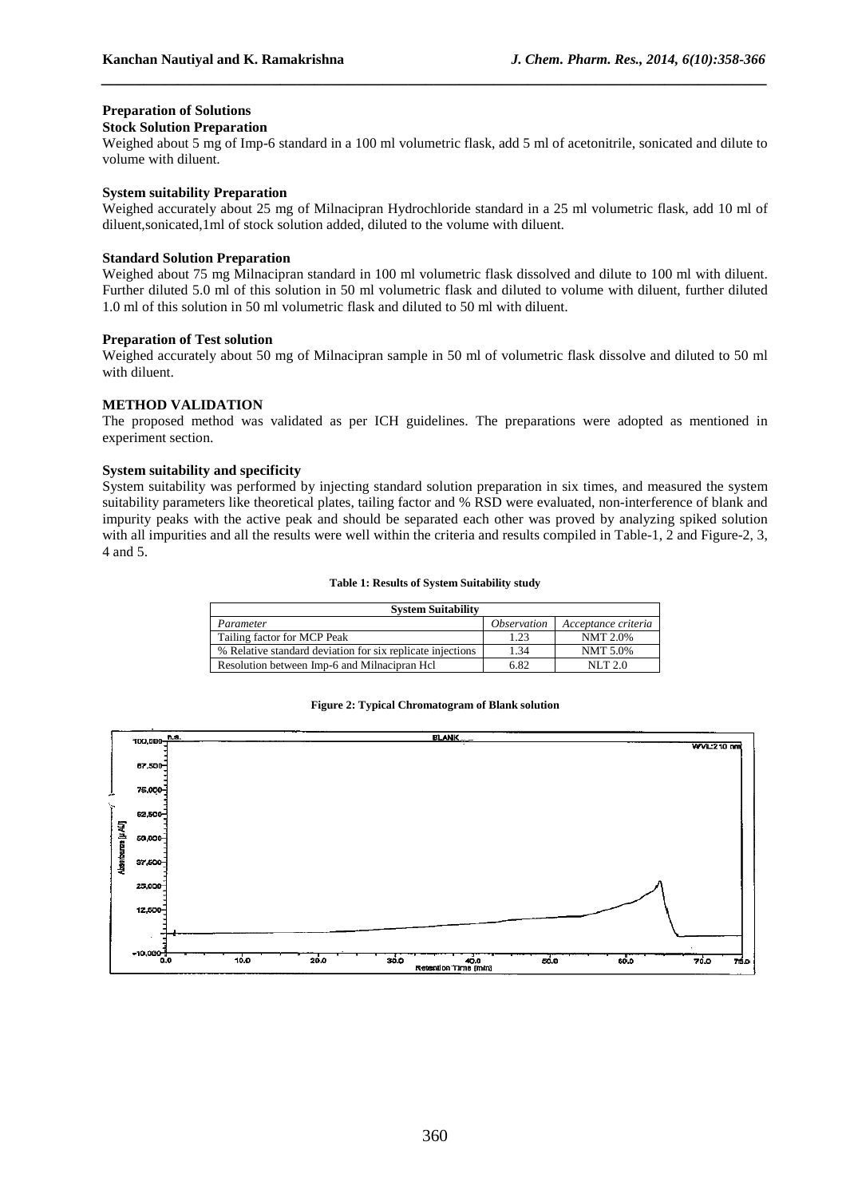**Preparation of Solutions**

**Stock Solution Preparation**

Weighed about 5 mg of Imp-6 standard in a 100 ml volumetric flask, add 5 ml of acetonitrile, sonicated and dilute to volume with diluent.

**System suitability Preparation**

Weighed accurately about 25 mg of Milnacipran Hydrochloride standard in a 25 ml volumetric flask, add 10 ml of diluent,sonicated,1ml of stock solution added, diluted to the volume with diluent.

**Standard Solution Preparation**

Weighed about 75 mg Milnacipran standard in 100 ml volumetric flask dissolved and dilute to 100 ml with diluent. Further diluted 5.0 ml of this solution in 50 ml volumetric flask and diluted to volume with diluent, further diluted 1.0 ml of this solution in 50 ml volumetric flask and diluted to 50 ml with diluent.

**Preparation of Test solution**

Weighed accurately about 50 mg of Milnacipran sample in 50 ml of volumetric flask dissolve and diluted to 50 ml with diluent.

**METHOD VALIDATION**

The proposed method was validated as per ICH guidelines. The preparations were adopted as mentioned in experiment section.

**System suitability and specificity**

System suitability was performed by injecting standard solution preparation in six times, and measured the system suitability parameters like theoretical plates, tailing factor and % RSD were evaluated, non-interference of blank and impurity peaks with the active peak and should be separated each other was proved by analyzing spiked solution with all impurities and all the results were well within the criteria and results compiled in Table-1, 2 and Figure-2, 3, 4 and 5.

**Table 1: Results of System Suitability study**

| System Suitability | | |
|---|---|---|
| *Parameter* | *Observation* | *Acceptance criteria* |
| Tailing factor for MCP Peak | 1.23 | NMT 2.0% |
| % Relative standard deviation for six replicate injections | 1.34 | NMT 5.0% |
| Resolution between Imp-6 and Milnacipran Hcl | 6.82 | NLT 2.0 |

**Figure 2: Typical Chromatogram of Blank solution**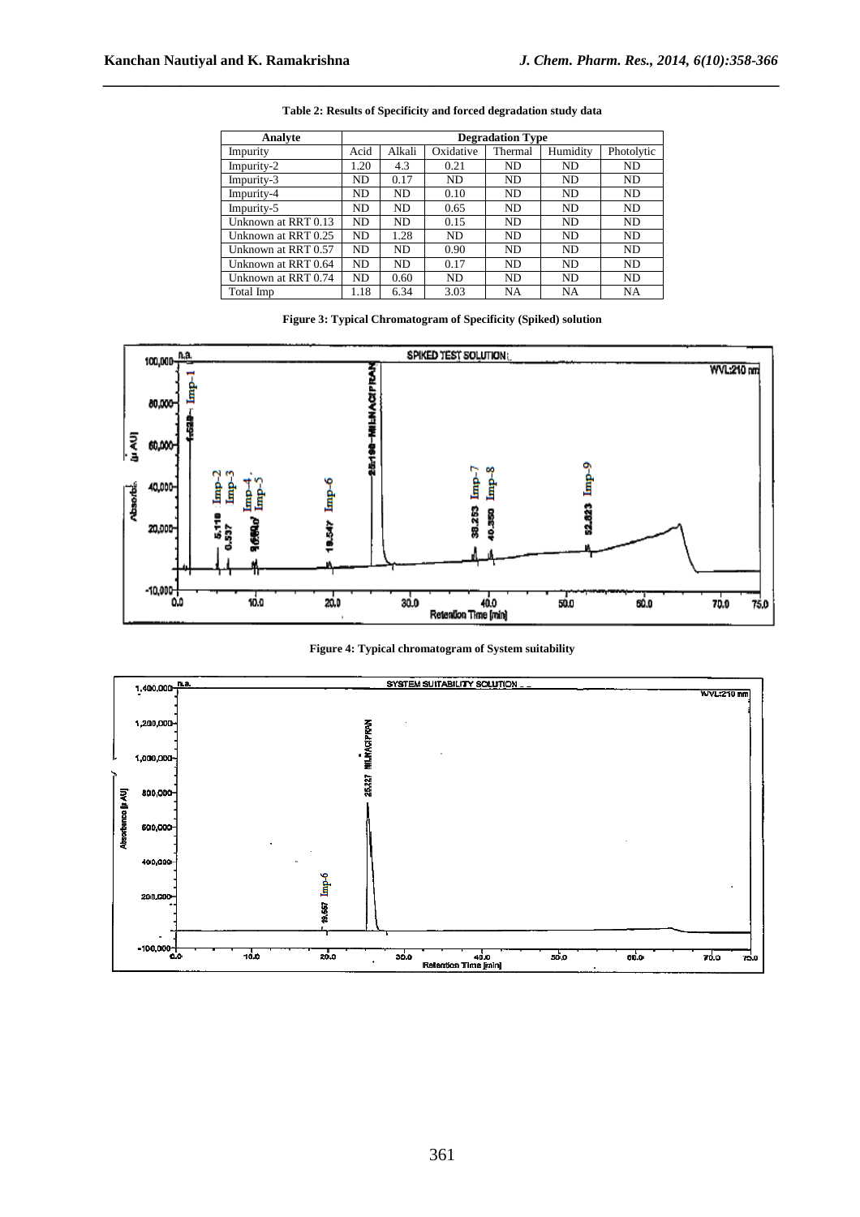**Table 2: Results of Specificity and forced degradation study data**

| Analyte | Degradation Type | | | | | |
|---|---|---|---|---|---|---|
| Impurity | Acid | Alkali | Oxidative | Thermal | Humidity | Photolytic |
| Impurity-2 | 1.20 | 4.3 | 0.21 | ND | ND | ND |
| Impurity-3 | ND | 0.17 | ND | ND | ND | ND |
| Impurity-4 | ND | ND | 0.10 | ND | ND | ND |
| Impurity-5 | ND | ND | 0.65 | ND | ND | ND |
| Unknown at RRT 0.13 | ND | ND | 0.15 | ND | ND | ND |
| Unknown at RRT 0.25 | ND | 1.28 | ND | ND | ND | ND |
| Unknown at RRT 0.57 | ND | ND | 0.90 | ND | ND | ND |
| Unknown at RRT 0.64 | ND | ND | 0.17 | ND | ND | ND |
| Unknown at RRT 0.74 | ND | 0.60 | ND | ND | ND | ND |
| Total Imp | 1.18 | 6.34 | 3.03 | NA | NA | NA |

**Figure 3: Typical Chromatogram of Specificity (Spiked) solution**

**Figure 4: Typical chromatogram of System suitability**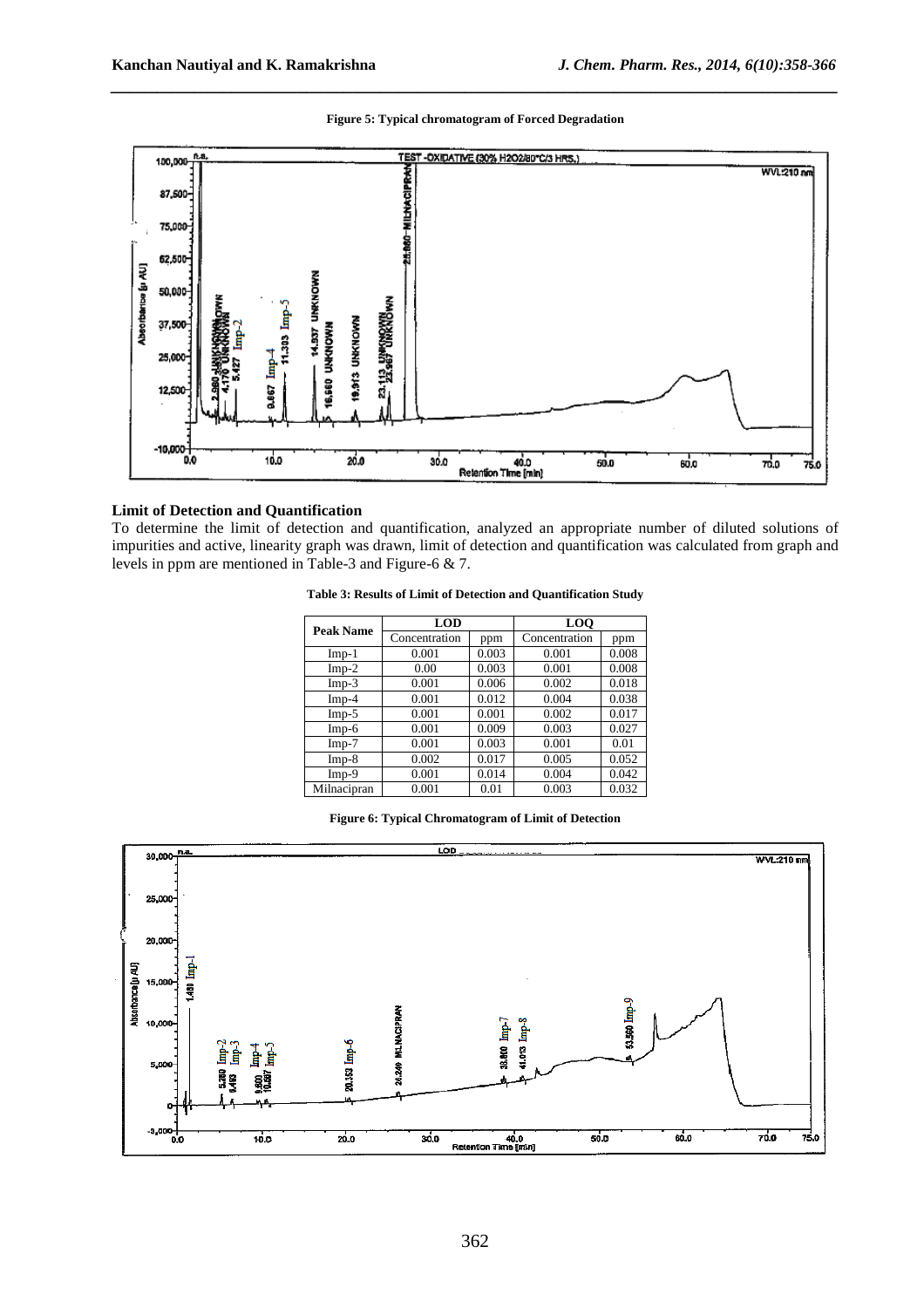**Figure 5: Typical chromatogram of Forced Degradation**

## Limit of Detection and Quantification

To determine the limit of detection and quantification, analyzed an appropriate number of diluted solutions of impurities and active, linearity graph was drawn, limit of detection and quantification was calculated from graph and levels in ppm are mentioned in Table-3 and Figure-6 & 7.

**Table 3: Results of Limit of Detection and Quantification Study**

| Peak Name | LOD | | LOQ | |
|---|---|---|---|---|
| | Concentration | ppm | Concentration | ppm |
| Imp-1 | 0.001 | 0.003 | 0.001 | 0.008 |
| Imp-2 | 0.00 | 0.003 | 0.001 | 0.008 |
| Imp-3 | 0.001 | 0.006 | 0.002 | 0.018 |
| Imp-4 | 0.001 | 0.012 | 0.004 | 0.038 |
| Imp-5 | 0.001 | 0.001 | 0.002 | 0.017 |
| Imp-6 | 0.001 | 0.009 | 0.003 | 0.027 |
| Imp-7 | 0.001 | 0.003 | 0.001 | 0.01 |
| Imp-8 | 0.002 | 0.017 | 0.005 | 0.052 |
| Imp-9 | 0.001 | 0.014 | 0.004 | 0.042 |
| Milnacipran | 0.001 | 0.01 | 0.003 | 0.032 |

**Figure 6: Typical Chromatogram of Limit of Detection**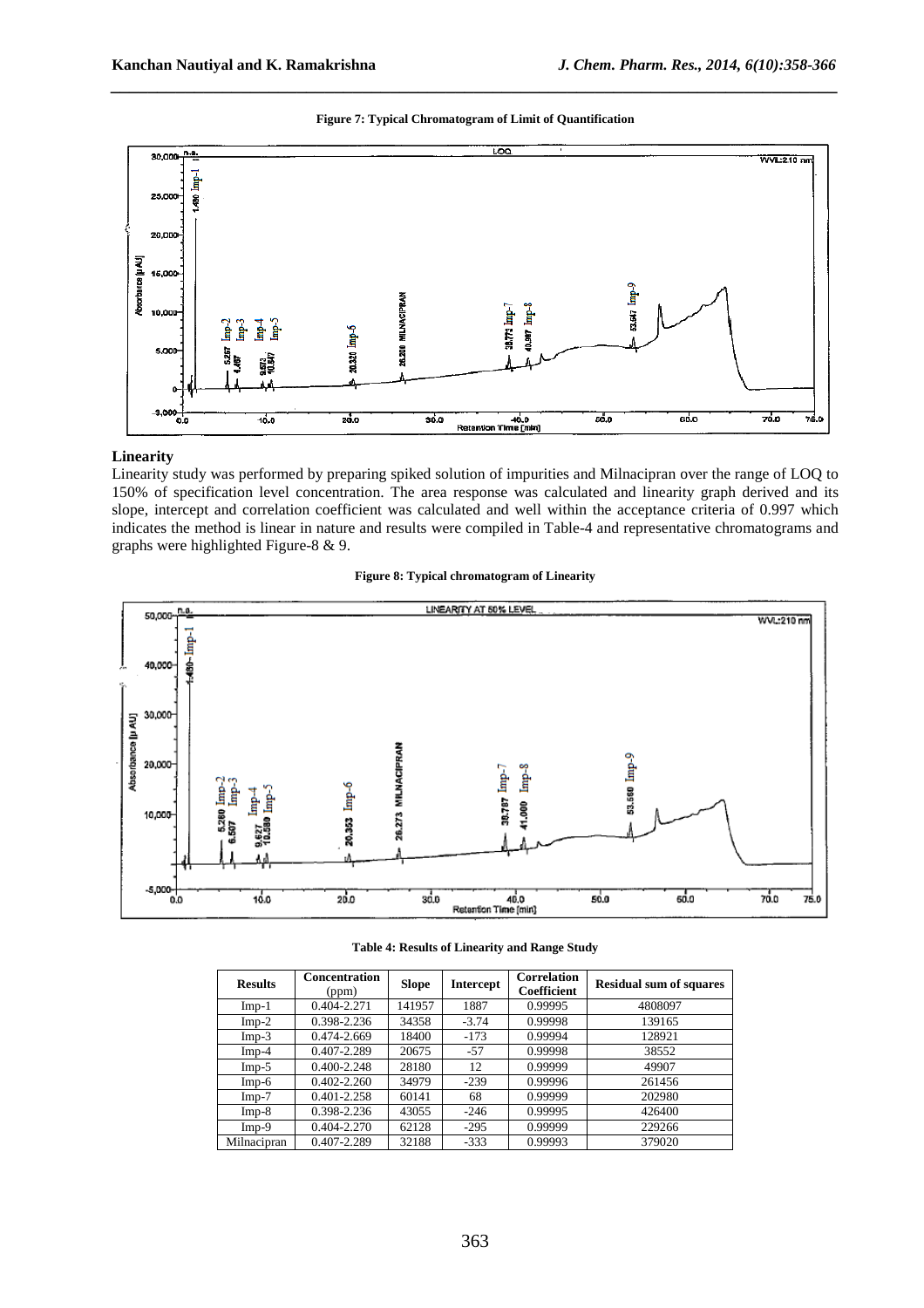**Figure 7: Typical Chromatogram of Limit of Quantification**

### Linearity

Linearity study was performed by preparing spiked solution of impurities and Milnacipran over the range of LOQ to 150% of specification level concentration. The area response was calculated and linearity graph derived and its slope, intercept and correlation coefficient was calculated and well within the acceptance criteria of 0.997 which indicates the method is linear in nature and results were compiled in Table-4 and representative chromatograms and graphs were highlighted Figure-8 & 9.

**Figure 8: Typical chromatogram of Linearity**

**Table 4: Results of Linearity and Range Study**

| Results | Concentration (ppm) | Slope | Intercept | Correlation Coefficient | Residual sum of squares |
|---|---|---|---|---|---|
| Imp-1 | 0.404-2.271 | 141957 | 1887 | 0.99995 | 4808097 |
| Imp-2 | 0.398-2.236 | 34358 | -3.74 | 0.99998 | 139165 |
| Imp-3 | 0.474-2.669 | 18400 | -173 | 0.99994 | 128921 |
| Imp-4 | 0.407-2.289 | 20675 | -57 | 0.99998 | 38552 |
| Imp-5 | 0.400-2.248 | 28180 | 12 | 0.99999 | 49907 |
| Imp-6 | 0.402-2.260 | 34979 | -239 | 0.99996 | 261456 |
| Imp-7 | 0.401-2.258 | 60141 | 68 | 0.99999 | 202980 |
| Imp-8 | 0.398-2.236 | 43055 | -246 | 0.99995 | 426400 |
| Imp-9 | 0.404-2.270 | 62128 | -295 | 0.99999 | 229266 |
| Milnacipran | 0.407-2.289 | 32188 | -333 | 0.99993 | 379020 |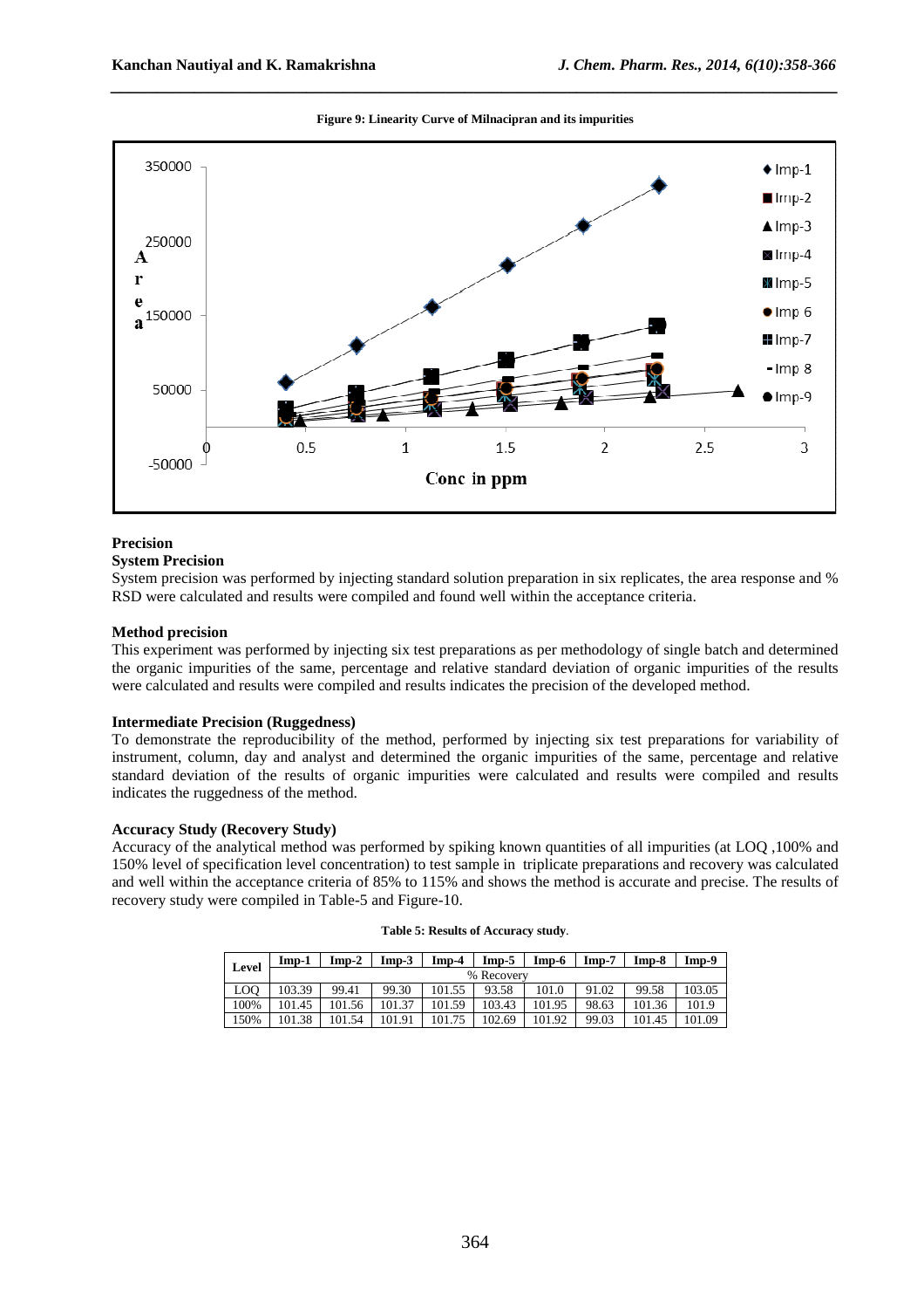**Figure 9: Linearity Curve of Milnacipran and its impurities**

## Precision

### System Precision

System precision was performed by injecting standard solution preparation in six replicates, the area response and % RSD were calculated and results were compiled and found well within the acceptance criteria.

### Method precision

This experiment was performed by injecting six test preparations as per methodology of single batch and determined the organic impurities of the same, percentage and relative standard deviation of organic impurities of the results were calculated and results were compiled and results indicates the precision of the developed method.

### Intermediate Precision (Ruggedness)

To demonstrate the reproducibility of the method, performed by injecting six test preparations for variability of instrument, column, day and analyst and determined the organic impurities of the same, percentage and relative standard deviation of the results of organic impurities were calculated and results were compiled and results indicates the ruggedness of the method.

### Accuracy Study (Recovery Study)

Accuracy of the analytical method was performed by spiking known quantities of all impurities (at LOQ ,100% and 150% level of specification level concentration) to test sample in triplicate preparations and recovery was calculated and well within the acceptance criteria of 85% to 115% and shows the method is accurate and precise. The results of recovery study were compiled in Table-5 and Figure-10.

**Table 5: Results of Accuracy study**.

| Level | Imp-1 | Imp-2 | Imp-3 | Imp-4 | Imp-5 | Imp-6 | Imp-7 | Imp-8 | Imp-9 |
|---|---|---|---|---|---|---|---|---|---|
| | % Recovery | | | | | | | | |
| LOQ | 103.39 | 99.41 | 99.30 | 101.55 | 93.58 | 101.0 | 91.02 | 99.58 | 103.05 |
| 100% | 101.45 | 101.56 | 101.37 | 101.59 | 103.43 | 101.95 | 98.63 | 101.36 | 101.9 |
| 150% | 101.38 | 101.54 | 101.91 | 101.75 | 102.69 | 101.92 | 99.03 | 101.45 | 101.09 |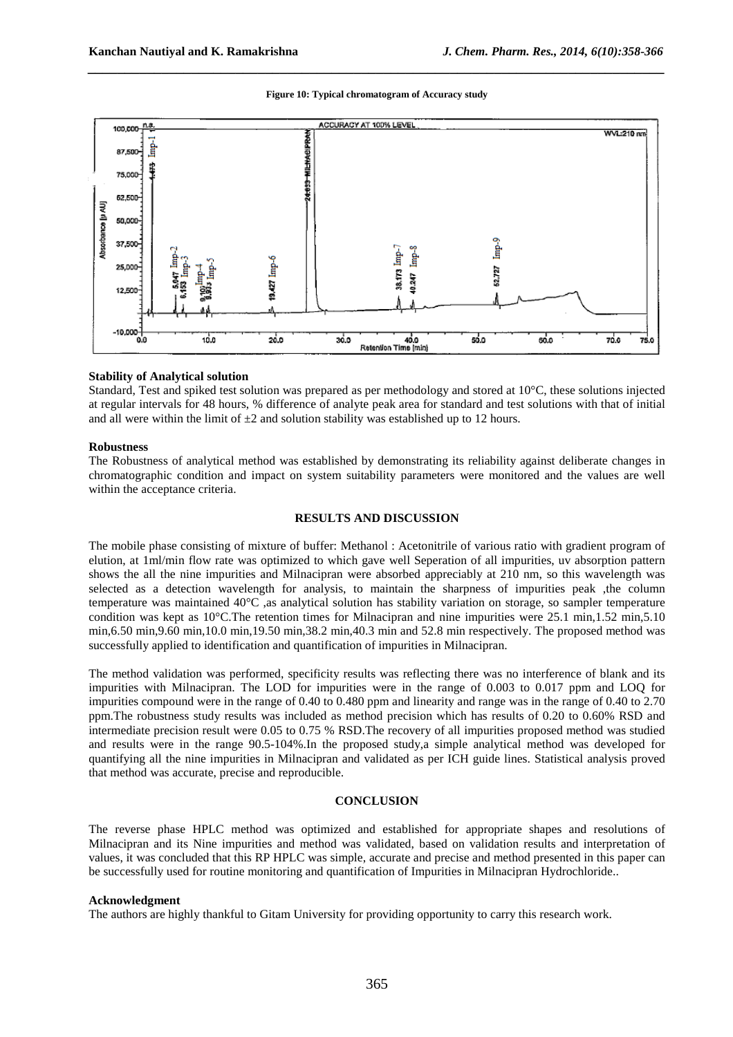**Figure 10: Typical chromatogram of Accuracy study**

**Stability of Analytical solution**

Standard, Test and spiked test solution was prepared as per methodology and stored at 10°C, these solutions injected at regular intervals for 48 hours, % difference of analyte peak area for standard and test solutions with that of initial and all were within the limit of ±2 and solution stability was established up to 12 hours.

**Robustness**

The Robustness of analytical method was established by demonstrating its reliability against deliberate changes in chromatographic condition and impact on system suitability parameters were monitored and the values are well within the acceptance criteria.

## RESULTS AND DISCUSSION

The mobile phase consisting of mixture of buffer: Methanol : Acetonitrile of various ratio with gradient program of elution, at 1ml/min flow rate was optimized to which gave well Seperation of all impurities, uv absorption pattern shows the all the nine impurities and Milnacipran were absorbed appreciably at 210 nm, so this wavelength was selected as a detection wavelength for analysis, to maintain the sharpness of impurities peak ,the column temperature was maintained 40°C ,as analytical solution has stability variation on storage, so sampler temperature condition was kept as 10°C.The retention times for Milnacipran and nine impurities were 25.1 min,1.52 min,5.10 min,6.50 min,9.60 min,10.0 min,19.50 min,38.2 min,40.3 min and 52.8 min respectively. The proposed method was successfully applied to identification and quantification of impurities in Milnacipran.

The method validation was performed, specificity results was reflecting there was no interference of blank and its impurities with Milnacipran. The LOD for impurities were in the range of 0.003 to 0.017 ppm and LOQ for impurities compound were in the range of 0.40 to 0.480 ppm and linearity and range was in the range of 0.40 to 2.70 ppm.The robustness study results was included as method precision which has results of 0.20 to 0.60% RSD and intermediate precision result were 0.05 to 0.75 % RSD.The recovery of all impurities proposed method was studied and results were in the range 90.5-104%.In the proposed study,a simple analytical method was developed for quantifying all the nine impurities in Milnacipran and validated as per ICH guide lines. Statistical analysis proved that method was accurate, precise and reproducible.

## CONCLUSION

The reverse phase HPLC method was optimized and established for appropriate shapes and resolutions of Milnacipran and its Nine impurities and method was validated, based on validation results and interpretation of values, it was concluded that this RP HPLC was simple, accurate and precise and method presented in this paper can be successfully used for routine monitoring and quantification of Impurities in Milnacipran Hydrochloride..

**Acknowledgment**

The authors are highly thankful to Gitam University for providing opportunity to carry this research work.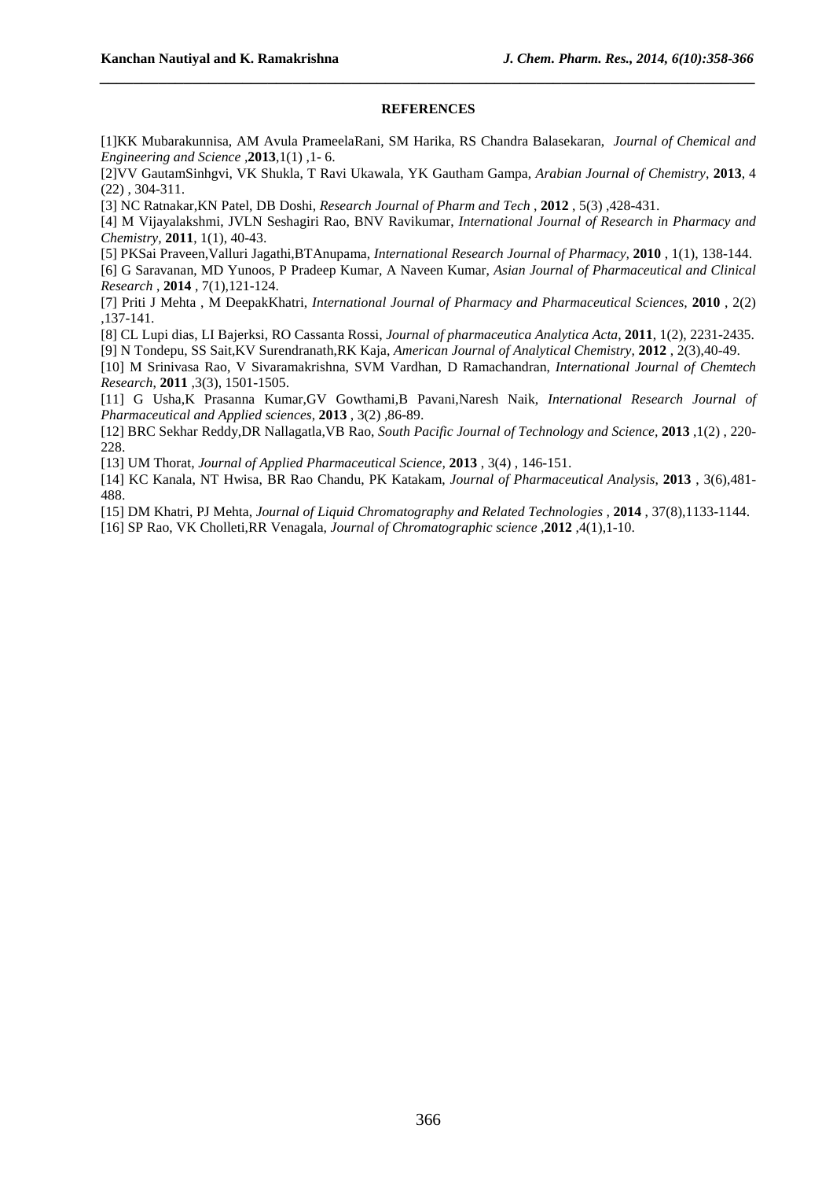## REFERENCES

[1]KK Mubarakunnisa, AM Avula PrameelaRani, SM Harika, RS Chandra Balasekaran, *Journal of Chemical and Engineering and Science* ,**2013**,1(1) ,1- 6.

[2]VV GautamSinhgvi, VK Shukla, T Ravi Ukawala, YK Gautham Gampa, *Arabian Journal of Chemistry*, **2013**, 4 (22) , 304-311.

[3] NC Ratnakar,KN Patel, DB Doshi, *Research Journal of Pharm and Tech* , **2012** , 5(3) ,428-431.

[4] M Vijayalakshmi, JVLN Seshagiri Rao, BNV Ravikumar, *International Journal of Research in Pharmacy and Chemistry,* **2011**, 1(1), 40-43.

[5] PKSai Praveen,Valluri Jagathi,BTAnupama, *International Research Journal of Pharmacy,* **2010** , 1(1), 138-144.

[6] G Saravanan, MD Yunoos, P Pradeep Kumar, A Naveen Kumar, *Asian Journal of Pharmaceutical and Clinical Research* , **2014** , 7(1),121-124.

[7] Priti J Mehta , M DeepakKhatri, *International Journal of Pharmacy and Pharmaceutical Sciences,* **2010** , 2(2) ,137-141.

[8] CL Lupi dias, LI Bajerksi, RO Cassanta Rossi, *Journal of pharmaceutica Analytica Acta*, **2011**, 1(2), 2231-2435.

[9] N Tondepu, SS Sait,KV Surendranath,RK Kaja, *American Journal of Analytical Chemistry*, **2012** , 2(3),40-49.

[10] M Srinivasa Rao, V Sivaramakrishna, SVM Vardhan, D Ramachandran, *International Journal of Chemtech Research*, **2011** ,3(3), 1501-1505.

[11] G Usha,K Prasanna Kumar,GV Gowthami,B Pavani,Naresh Naik, *International Research Journal of Pharmaceutical and Applied sciences*, **2013** , 3(2) ,86-89.

[12] BRC Sekhar Reddy,DR Nallagatla,VB Rao, *South Pacific Journal of Technology and Science,* **2013** ,1(2) , 220-228.

[13] UM Thorat, *Journal of Applied Pharmaceutical Science,* **2013** , 3(4) , 146-151.

[14] KC Kanala, NT Hwisa, BR Rao Chandu, PK Katakam, *Journal of Pharmaceutical Analysis*, **2013** , 3(6),481-488.

[15] DM Khatri, PJ Mehta, *Journal of Liquid Chromatography and Related Technologies ,* **2014** , 37(8),1133-1144.

[16] SP Rao, VK Cholleti,RR Venagala, *Journal of Chromatographic science* ,**2012** ,4(1),1-10.